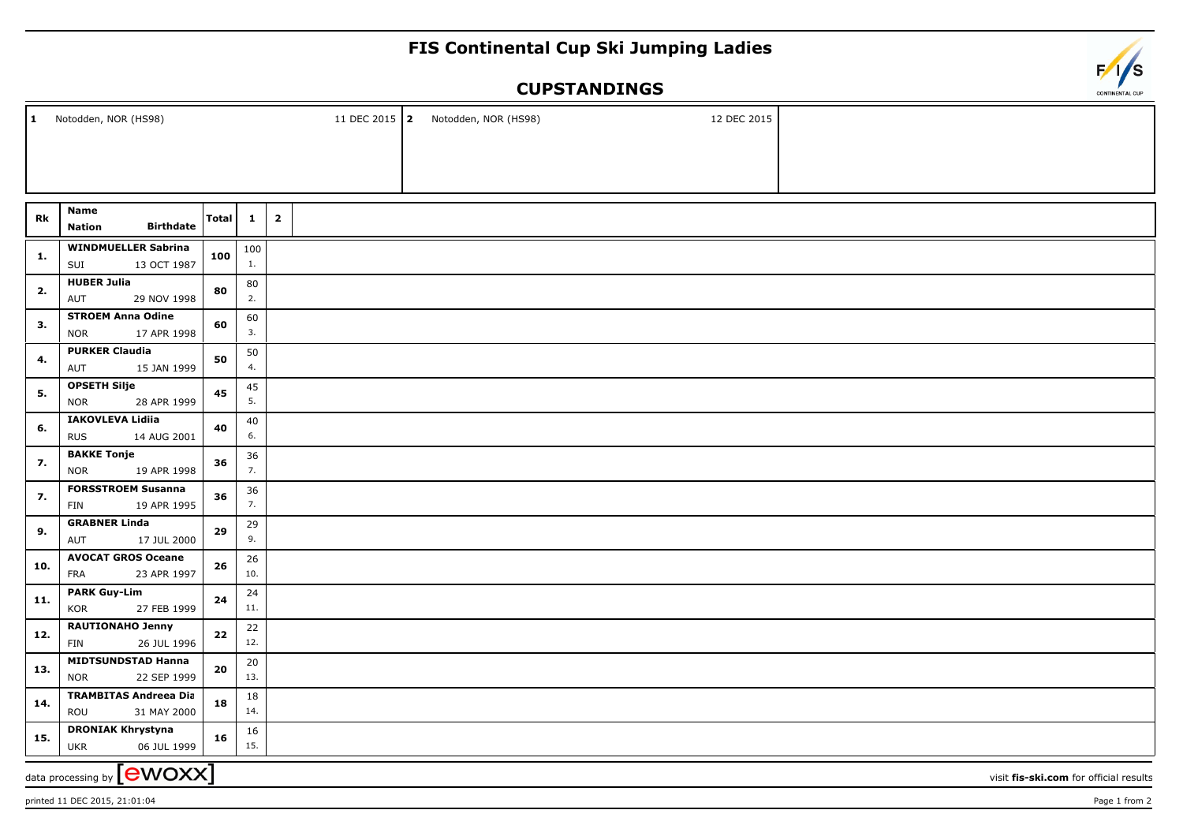# FIS Continental Cup Ski Jumping Ladies

## CUPSTANDINGS

| | | | |
|---|---|---|---|
| 1 | Notodden, NOR (HS98) | 11 DEC 2015 | |
| 2 | Notodden, NOR (HS98) | 12 DEC 2015 | |

| Rk | Name / Nation | Birthdate | Total | 1 | 2 |
|---|---|---|---|---|---|
| 1. | WINDMUELLER Sabrina / SUI | 13 OCT 1987 | 100 | 100 (1.) | |
| 2. | HUBER Julia / AUT | 29 NOV 1998 | 80 | 80 (2.) | |
| 3. | STROEM Anna Odine / NOR | 17 APR 1998 | 60 | 60 (3.) | |
| 4. | PURKER Claudia / AUT | 15 JAN 1999 | 50 | 50 (4.) | |
| 5. | OPSETH Silje / NOR | 28 APR 1999 | 45 | 45 (5.) | |
| 6. | IAKOVLEVA Lidiia / RUS | 14 AUG 2001 | 40 | 40 (6.) | |
| 7. | BAKKE Tonje / NOR | 19 APR 1998 | 36 | 36 (7.) | |
| 7. | FORSSTROEM Susanna / FIN | 19 APR 1995 | 36 | 36 (7.) | |
| 9. | GRABNER Linda / AUT | 17 JUL 2000 | 29 | 29 (9.) | |
| 10. | AVOCAT GROS Oceane / FRA | 23 APR 1997 | 26 | 26 (10.) | |
| 11. | PARK Guy-Lim / KOR | 27 FEB 1999 | 24 | 24 (11.) | |
| 12. | RAUTIONAHO Jenny / FIN | 26 JUL 1996 | 22 | 22 (12.) | |
| 13. | MIDTSUNDSTAD Hanna / NOR | 22 SEP 1999 | 20 | 20 (13.) | |
| 14. | TRAMBITAS Andreea Dia / ROU | 31 MAY 2000 | 18 | 18 (14.) | |
| 15. | DRONIAK Khrystyna / UKR | 06 JUL 1999 | 16 | 16 (15.) | |

data processing by ewoxx — visit fis-ski.com for official results

printed 11 DEC 2015, 21:01:04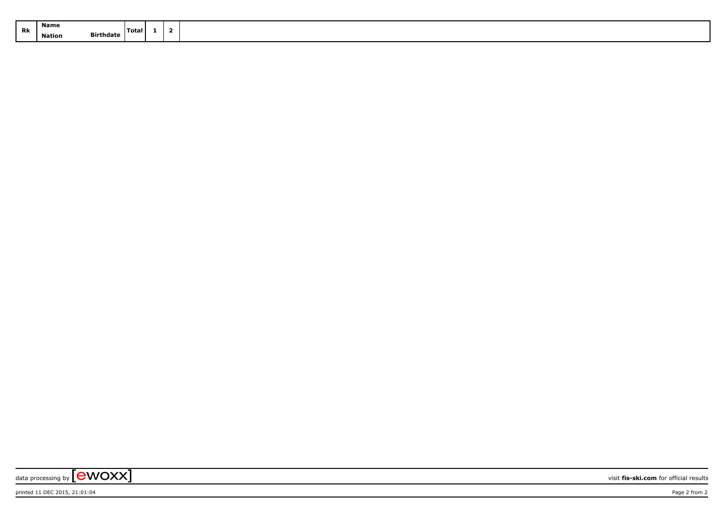| Rk | Name / Nation | Birthdate | Total | 1 | 2 |
| --- | --- | --- | --- | --- | --- |

data processing by [ewoxx]

visit **fis-ski.com** for official results

printed 11 DEC 2015, 21:01:04